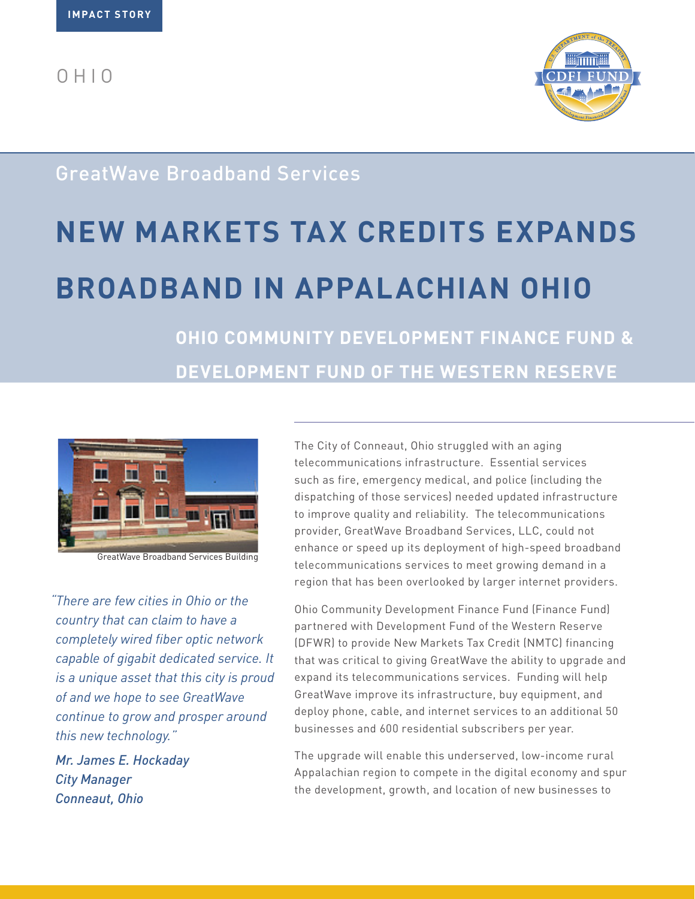IMPACT STORY

OHIO

## GreatWave Broadband Services

# NEW MARKETS TAX CREDITS EXPANDS BROADBAND IN APPALACHIAN OHIO

### OHIO COMMUNITY DEVELOPMENT FINANCE FUND & DEVELOPMENT FUND OF THE WESTERN RESERVE

GreatWave Broadband Services Building

*"There are few cities in Ohio or the country that can claim to have a completely wired fiber optic network capable of gigabit dedicated service. It is a unique asset that this city is proud of and we hope to see GreatWave continue to grow and prosper around this new technology."*

*Mr. James E. Hockaday*
*City Manager*
*Conneaut, Ohio*

The City of Conneaut, Ohio struggled with an aging telecommunications infrastructure. Essential services such as fire, emergency medical, and police (including the dispatching of those services) needed updated infrastructure to improve quality and reliability. The telecommunications provider, GreatWave Broadband Services, LLC, could not enhance or speed up its deployment of high-speed broadband telecommunications services to meet growing demand in a region that has been overlooked by larger internet providers.

Ohio Community Development Finance Fund (Finance Fund) partnered with Development Fund of the Western Reserve (DFWR) to provide New Markets Tax Credit (NMTC) financing that was critical to giving GreatWave the ability to upgrade and expand its telecommunications services. Funding will help GreatWave improve its infrastructure, buy equipment, and deploy phone, cable, and internet services to an additional 50 businesses and 600 residential subscribers per year.

The upgrade will enable this underserved, low-income rural Appalachian region to compete in the digital economy and spur the development, growth, and location of new businesses to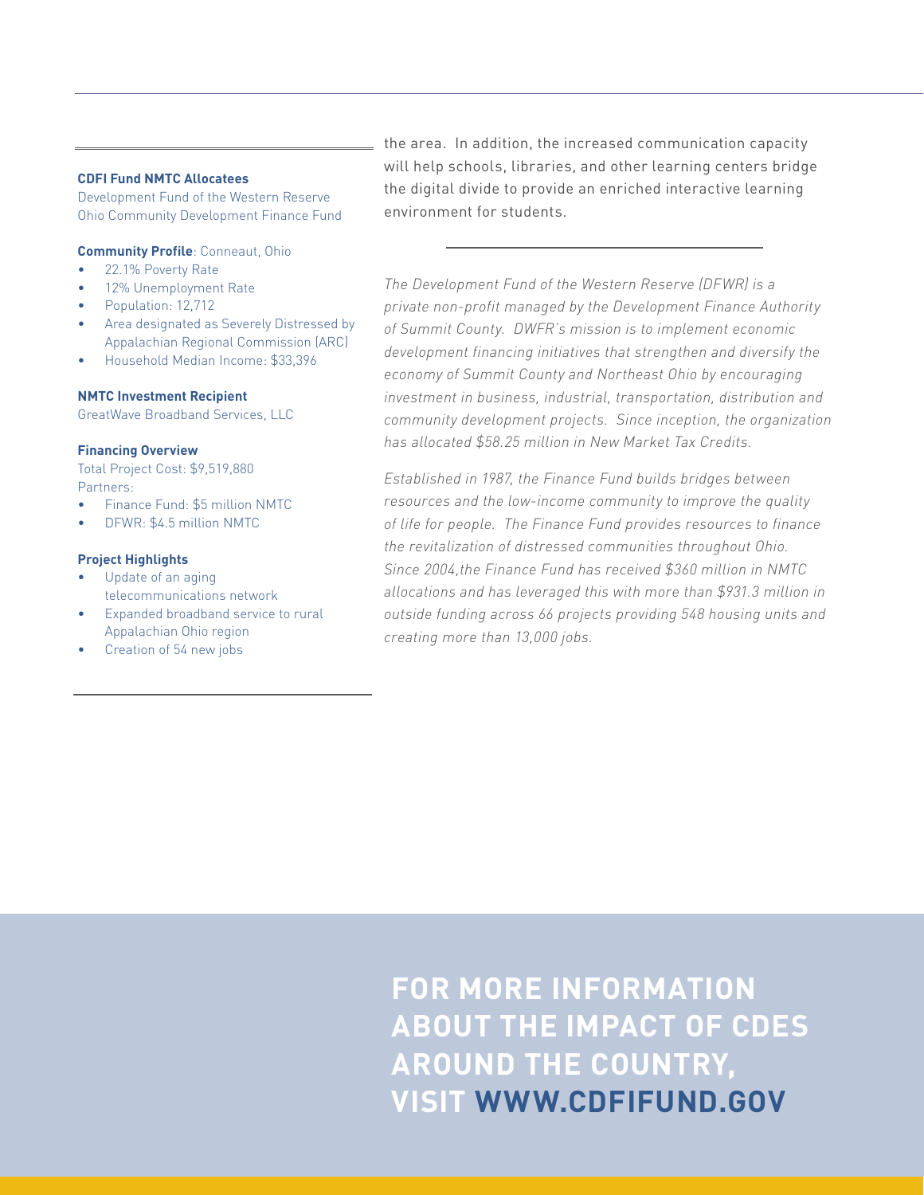**CDFI Fund NMTC Allocatees**

Development Fund of the Western Reserve
Ohio Community Development Finance Fund

**Community Profile**: Conneaut, Ohio

- 22.1% Poverty Rate
- 12% Unemployment Rate
- Population: 12,712
- Area designated as Severely Distressed by Appalachian Regional Commission (ARC)
- Household Median Income: $33,396

**NMTC Investment Recipient**

GreatWave Broadband Services, LLC

**Financing Overview**

Total Project Cost: $9,519,880
Partners:

- Finance Fund: $5 million NMTC
- DFWR: $4.5 million NMTC

**Project Highlights**

- Update of an aging telecommunications network
- Expanded broadband service to rural Appalachian Ohio region
- Creation of 54 new jobs

the area. In addition, the increased communication capacity will help schools, libraries, and other learning centers bridge the digital divide to provide an enriched interactive learning environment for students.

*The Development Fund of the Western Reserve (DFWR) is a private non-profit managed by the Development Finance Authority of Summit County. DWFR's mission is to implement economic development financing initiatives that strengthen and diversify the economy of Summit County and Northeast Ohio by encouraging investment in business, industrial, transportation, distribution and community development projects. Since inception, the organization has allocated $58.25 million in New Market Tax Credits.*

*Established in 1987, the Finance Fund builds bridges between resources and the low-income community to improve the quality of life for people. The Finance Fund provides resources to finance the revitalization of distressed communities throughout Ohio. Since 2004,the Finance Fund has received $360 million in NMTC allocations and has leveraged this with more than $931.3 million in outside funding across 66 projects providing 548 housing units and creating more than 13,000 jobs.*

**FOR MORE INFORMATION ABOUT THE IMPACT OF CDES AROUND THE COUNTRY, VISIT WWW.CDFIFUND.GOV**